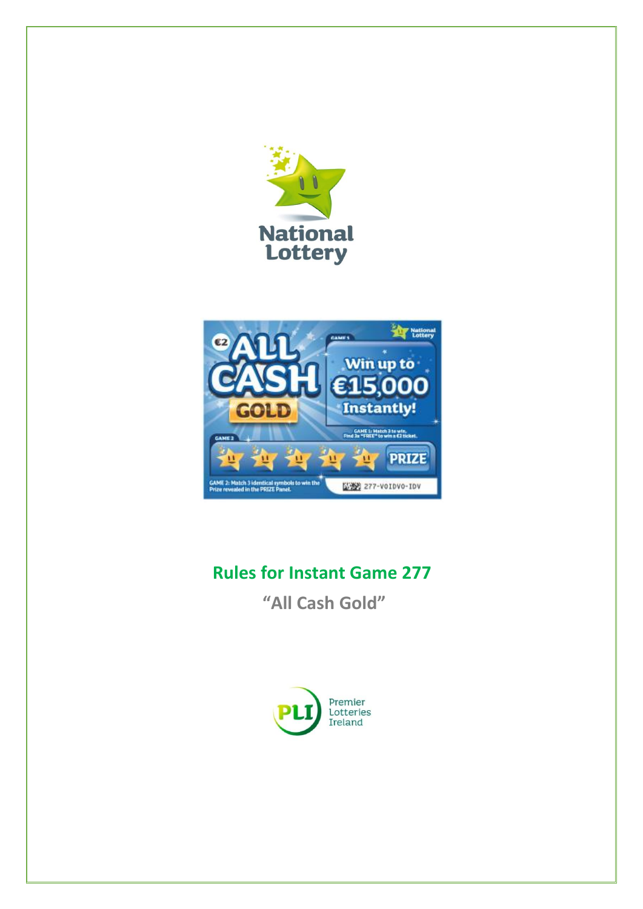# Rules for Instant Game 277

## "All Cash Gold"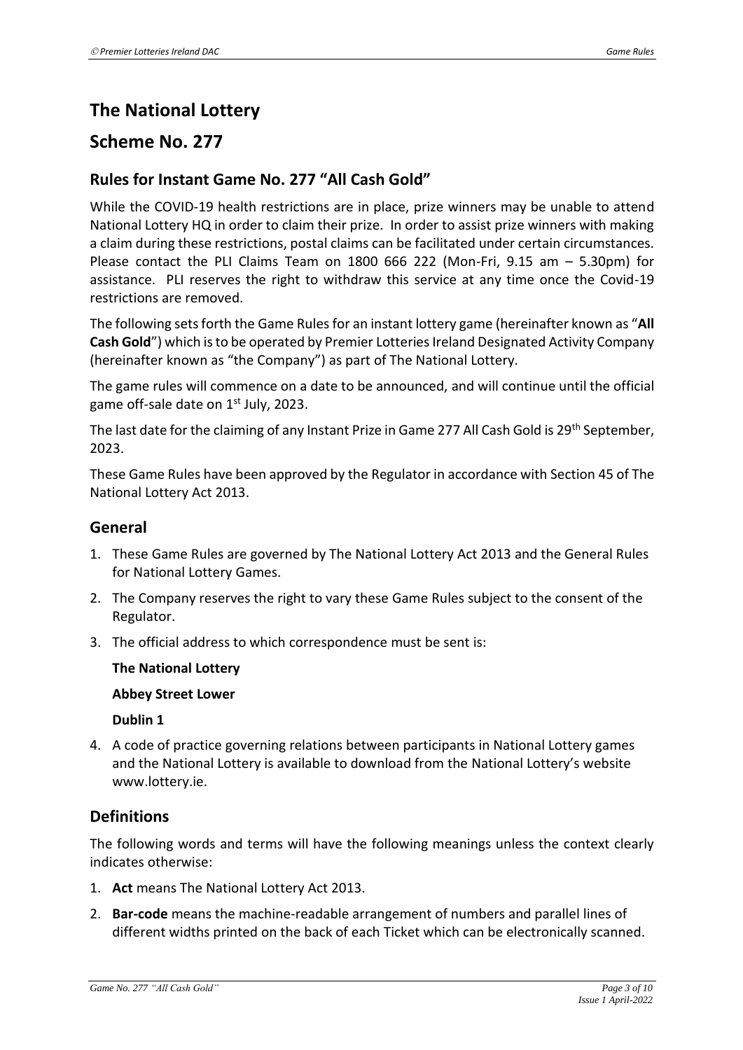# The National Lottery

# Scheme No. 277

## Rules for Instant Game No. 277 "All Cash Gold"

While the COVID-19 health restrictions are in place, prize winners may be unable to attend National Lottery HQ in order to claim their prize. In order to assist prize winners with making a claim during these restrictions, postal claims can be facilitated under certain circumstances. Please contact the PLI Claims Team on 1800 666 222 (Mon-Fri, 9.15 am – 5.30pm) for assistance. PLI reserves the right to withdraw this service at any time once the Covid-19 restrictions are removed.

The following sets forth the Game Rules for an instant lottery game (hereinafter known as "**All Cash Gold**") which is to be operated by Premier Lotteries Ireland Designated Activity Company (hereinafter known as "the Company") as part of The National Lottery.

The game rules will commence on a date to be announced, and will continue until the official game off-sale date on 1st July, 2023.

The last date for the claiming of any Instant Prize in Game 277 All Cash Gold is 29th September, 2023.

These Game Rules have been approved by the Regulator in accordance with Section 45 of The National Lottery Act 2013.

## General

1. These Game Rules are governed by The National Lottery Act 2013 and the General Rules for National Lottery Games.
2. The Company reserves the right to vary these Game Rules subject to the consent of the Regulator.
3. The official address to which correspondence must be sent is:

   **The National Lottery**

   **Abbey Street Lower**

   **Dublin 1**

4. A code of practice governing relations between participants in National Lottery games and the National Lottery is available to download from the National Lottery's website www.lottery.ie.

## Definitions

The following words and terms will have the following meanings unless the context clearly indicates otherwise:

1. **Act** means The National Lottery Act 2013.
2. **Bar-code** means the machine-readable arrangement of numbers and parallel lines of different widths printed on the back of each Ticket which can be electronically scanned.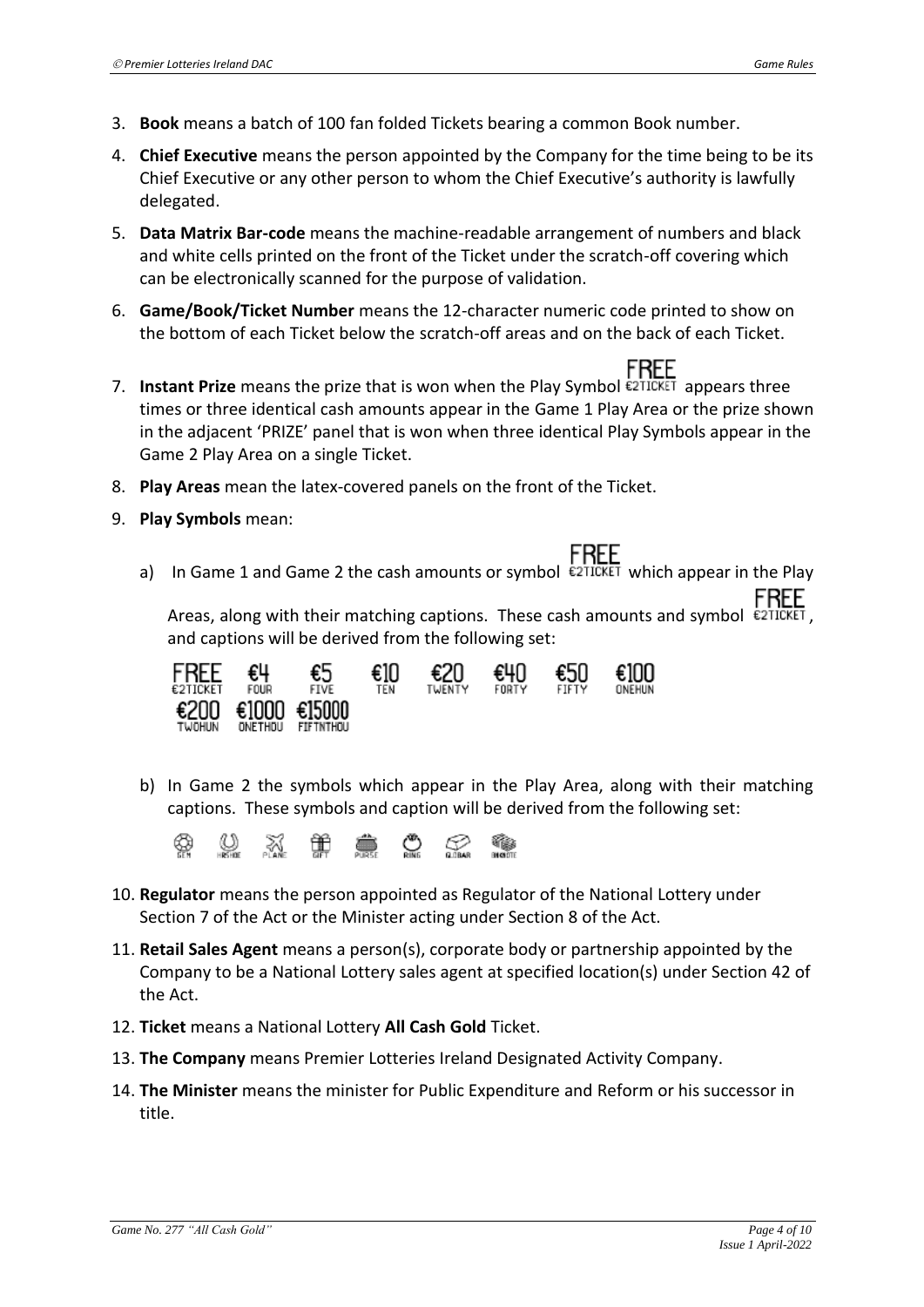3. **Book** means a batch of 100 fan folded Tickets bearing a common Book number.
4. **Chief Executive** means the person appointed by the Company for the time being to be its Chief Executive or any other person to whom the Chief Executive's authority is lawfully delegated.
5. **Data Matrix Bar-code** means the machine-readable arrangement of numbers and black and white cells printed on the front of the Ticket under the scratch-off covering which can be electronically scanned for the purpose of validation.
6. **Game/Book/Ticket Number** means the 12-character numeric code printed to show on the bottom of each Ticket below the scratch-off areas and on the back of each Ticket.
7. **Instant Prize** means the prize that is won when the Play Symbol FREE €2TICKET appears three times or three identical cash amounts appear in the Game 1 Play Area or the prize shown in the adjacent 'PRIZE' panel that is won when three identical Play Symbols appear in the Game 2 Play Area on a single Ticket.
8. **Play Areas** mean the latex-covered panels on the front of the Ticket.
9. **Play Symbols** mean:

   a) In Game 1 and Game 2 the cash amounts or symbol FREE €2TICKET which appear in the Play Areas, along with their matching captions. These cash amounts and symbol FREE €2TICKET, and captions will be derived from the following set:

   FREE €2TICKET, €4 FOUR, €5 FIVE, €10 TEN, €20 TWENTY, €40 FORTY, €50 FIFTY, €100 ONEHUN, €200 TWOHUN, €1000 ONETHOU, €15000 FIFTNTHOU

   b) In Game 2 the symbols which appear in the Play Area, along with their matching captions. These symbols and caption will be derived from the following set:

   GEM, HRSHOE, PLANE, GIFT, PURSE, RING, GLDBAR, BKNOTE

10. **Regulator** means the person appointed as Regulator of the National Lottery under Section 7 of the Act or the Minister acting under Section 8 of the Act.
11. **Retail Sales Agent** means a person(s), corporate body or partnership appointed by the Company to be a National Lottery sales agent at specified location(s) under Section 42 of the Act.
12. **Ticket** means a National Lottery **All Cash Gold** Ticket.
13. **The Company** means Premier Lotteries Ireland Designated Activity Company.
14. **The Minister** means the minister for Public Expenditure and Reform or his successor in title.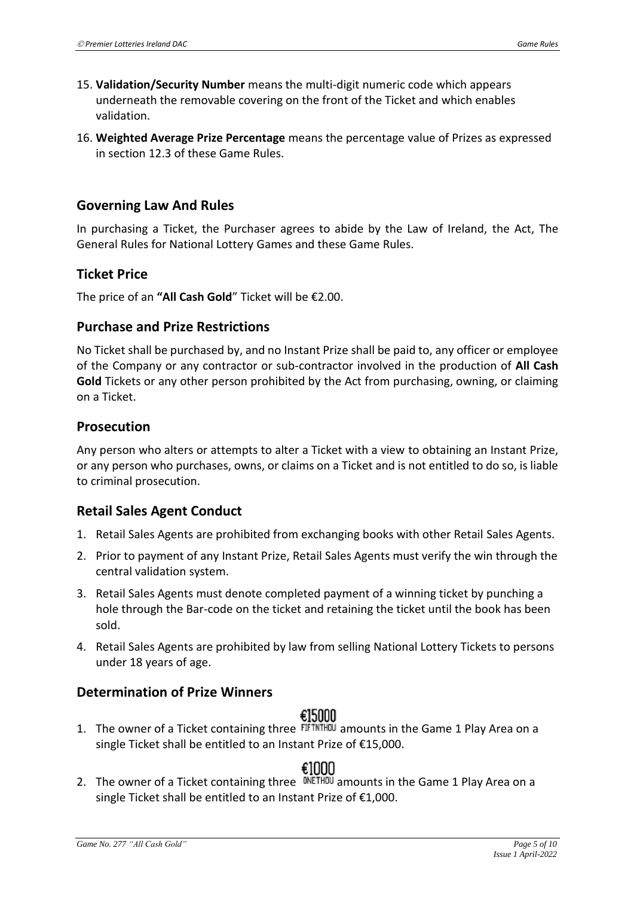15. **Validation/Security Number** means the multi-digit numeric code which appears underneath the removable covering on the front of the Ticket and which enables validation.

16. **Weighted Average Prize Percentage** means the percentage value of Prizes as expressed in section 12.3 of these Game Rules.

## Governing Law And Rules

In purchasing a Ticket, the Purchaser agrees to abide by the Law of Ireland, the Act, The General Rules for National Lottery Games and these Game Rules.

## Ticket Price

The price of an **"All Cash Gold**" Ticket will be €2.00.

## Purchase and Prize Restrictions

No Ticket shall be purchased by, and no Instant Prize shall be paid to, any officer or employee of the Company or any contractor or sub-contractor involved in the production of **All Cash Gold** Tickets or any other person prohibited by the Act from purchasing, owning, or claiming on a Ticket.

## Prosecution

Any person who alters or attempts to alter a Ticket with a view to obtaining an Instant Prize, or any person who purchases, owns, or claims on a Ticket and is not entitled to do so, is liable to criminal prosecution.

## Retail Sales Agent Conduct

1. Retail Sales Agents are prohibited from exchanging books with other Retail Sales Agents.
2. Prior to payment of any Instant Prize, Retail Sales Agents must verify the win through the central validation system.
3. Retail Sales Agents must denote completed payment of a winning ticket by punching a hole through the Bar-code on the ticket and retaining the ticket until the book has been sold.
4. Retail Sales Agents are prohibited by law from selling National Lottery Tickets to persons under 18 years of age.

## Determination of Prize Winners

1. The owner of a Ticket containing three €15000 FIFTNTHOU amounts in the Game 1 Play Area on a single Ticket shall be entitled to an Instant Prize of €15,000.
2. The owner of a Ticket containing three €1000 ONETHOU amounts in the Game 1 Play Area on a single Ticket shall be entitled to an Instant Prize of €1,000.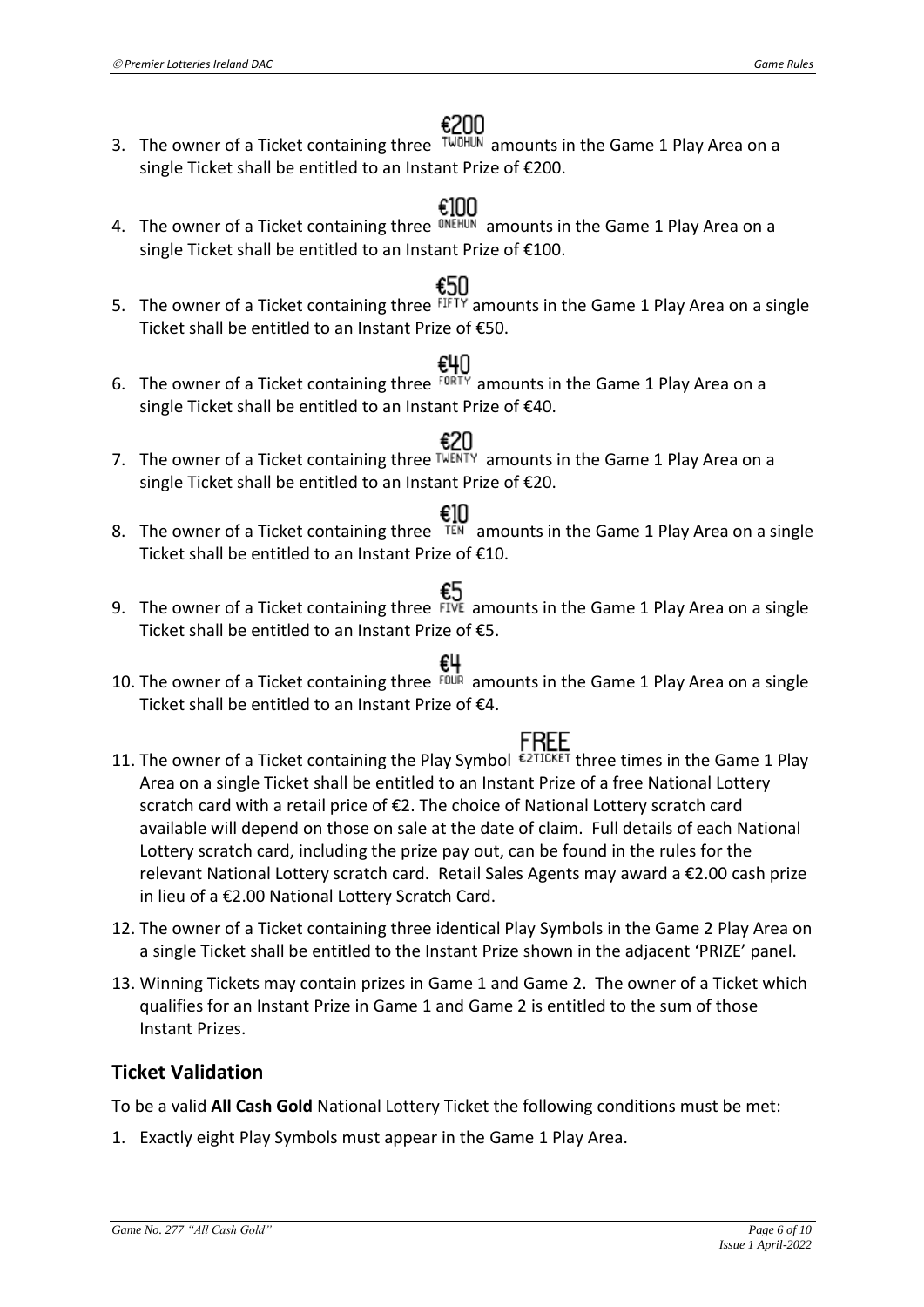3. The owner of a Ticket containing three €200 TWOHUN amounts in the Game 1 Play Area on a single Ticket shall be entitled to an Instant Prize of €200.

4. The owner of a Ticket containing three €100 ONEHUN amounts in the Game 1 Play Area on a single Ticket shall be entitled to an Instant Prize of €100.

5. The owner of a Ticket containing three €50 FIFTY amounts in the Game 1 Play Area on a single Ticket shall be entitled to an Instant Prize of €50.

6. The owner of a Ticket containing three €40 FORTY amounts in the Game 1 Play Area on a single Ticket shall be entitled to an Instant Prize of €40.

7. The owner of a Ticket containing three €20 TWENTY amounts in the Game 1 Play Area on a single Ticket shall be entitled to an Instant Prize of €20.

8. The owner of a Ticket containing three €10 TEN amounts in the Game 1 Play Area on a single Ticket shall be entitled to an Instant Prize of €10.

9. The owner of a Ticket containing three €5 FIVE amounts in the Game 1 Play Area on a single Ticket shall be entitled to an Instant Prize of €5.

10. The owner of a Ticket containing three €4 FOUR amounts in the Game 1 Play Area on a single Ticket shall be entitled to an Instant Prize of €4.

11. The owner of a Ticket containing the Play Symbol FREE €2TICKET three times in the Game 1 Play Area on a single Ticket shall be entitled to an Instant Prize of a free National Lottery scratch card with a retail price of €2. The choice of National Lottery scratch card available will depend on those on sale at the date of claim. Full details of each National Lottery scratch card, including the prize pay out, can be found in the rules for the relevant National Lottery scratch card. Retail Sales Agents may award a €2.00 cash prize in lieu of a €2.00 National Lottery Scratch Card.

12. The owner of a Ticket containing three identical Play Symbols in the Game 2 Play Area on a single Ticket shall be entitled to the Instant Prize shown in the adjacent 'PRIZE' panel.

13. Winning Tickets may contain prizes in Game 1 and Game 2. The owner of a Ticket which qualifies for an Instant Prize in Game 1 and Game 2 is entitled to the sum of those Instant Prizes.

## Ticket Validation

To be a valid **All Cash Gold** National Lottery Ticket the following conditions must be met:

1. Exactly eight Play Symbols must appear in the Game 1 Play Area.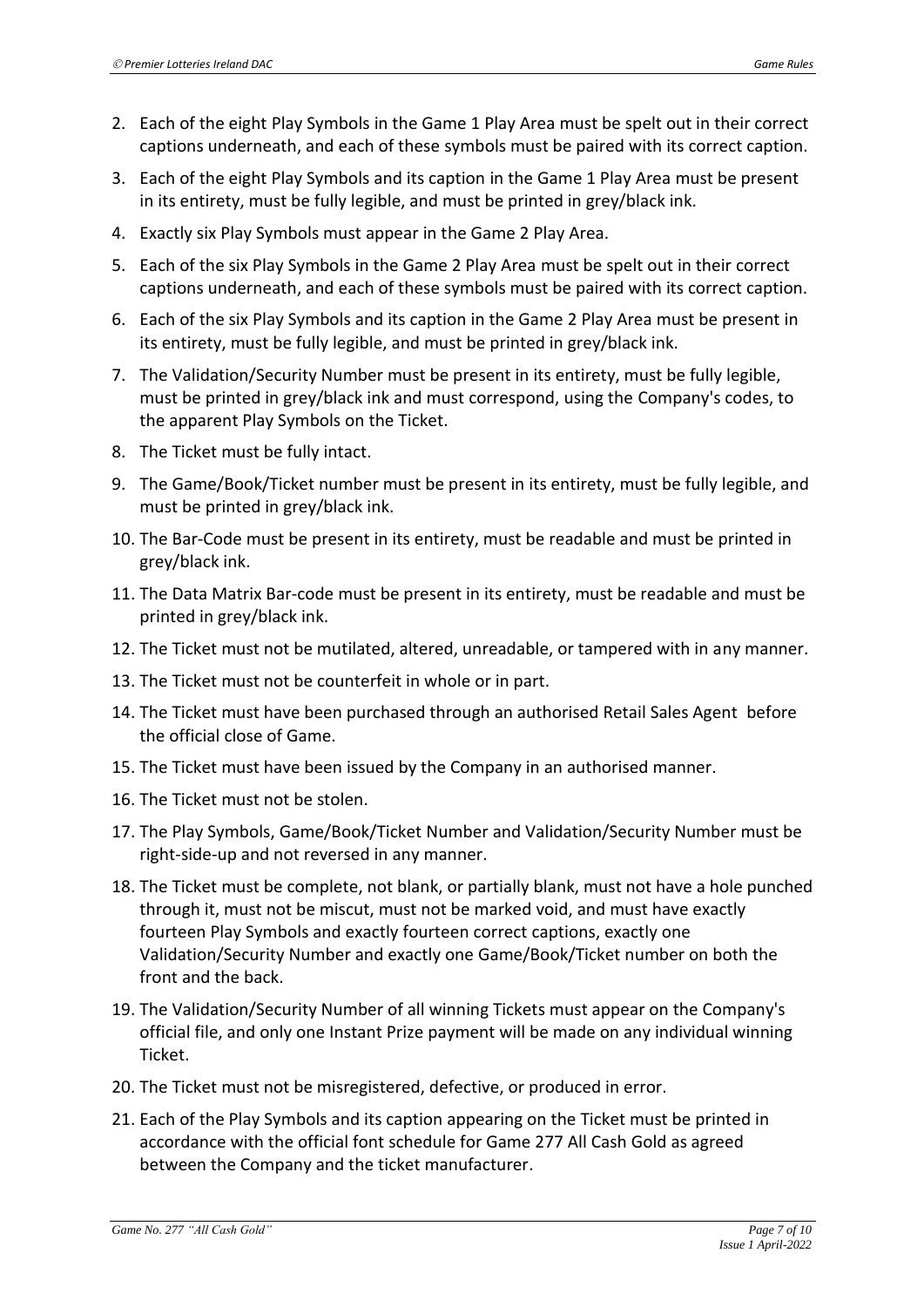2. Each of the eight Play Symbols in the Game 1 Play Area must be spelt out in their correct captions underneath, and each of these symbols must be paired with its correct caption.
3. Each of the eight Play Symbols and its caption in the Game 1 Play Area must be present in its entirety, must be fully legible, and must be printed in grey/black ink.
4. Exactly six Play Symbols must appear in the Game 2 Play Area.
5. Each of the six Play Symbols in the Game 2 Play Area must be spelt out in their correct captions underneath, and each of these symbols must be paired with its correct caption.
6. Each of the six Play Symbols and its caption in the Game 2 Play Area must be present in its entirety, must be fully legible, and must be printed in grey/black ink.
7. The Validation/Security Number must be present in its entirety, must be fully legible, must be printed in grey/black ink and must correspond, using the Company's codes, to the apparent Play Symbols on the Ticket.
8. The Ticket must be fully intact.
9. The Game/Book/Ticket number must be present in its entirety, must be fully legible, and must be printed in grey/black ink.
10. The Bar-Code must be present in its entirety, must be readable and must be printed in grey/black ink.
11. The Data Matrix Bar-code must be present in its entirety, must be readable and must be printed in grey/black ink.
12. The Ticket must not be mutilated, altered, unreadable, or tampered with in any manner.
13. The Ticket must not be counterfeit in whole or in part.
14. The Ticket must have been purchased through an authorised Retail Sales Agent before the official close of Game.
15. The Ticket must have been issued by the Company in an authorised manner.
16. The Ticket must not be stolen.
17. The Play Symbols, Game/Book/Ticket Number and Validation/Security Number must be right-side-up and not reversed in any manner.
18. The Ticket must be complete, not blank, or partially blank, must not have a hole punched through it, must not be miscut, must not be marked void, and must have exactly fourteen Play Symbols and exactly fourteen correct captions, exactly one Validation/Security Number and exactly one Game/Book/Ticket number on both the front and the back.
19. The Validation/Security Number of all winning Tickets must appear on the Company's official file, and only one Instant Prize payment will be made on any individual winning Ticket.
20. The Ticket must not be misregistered, defective, or produced in error.
21. Each of the Play Symbols and its caption appearing on the Ticket must be printed in accordance with the official font schedule for Game 277 All Cash Gold as agreed between the Company and the ticket manufacturer.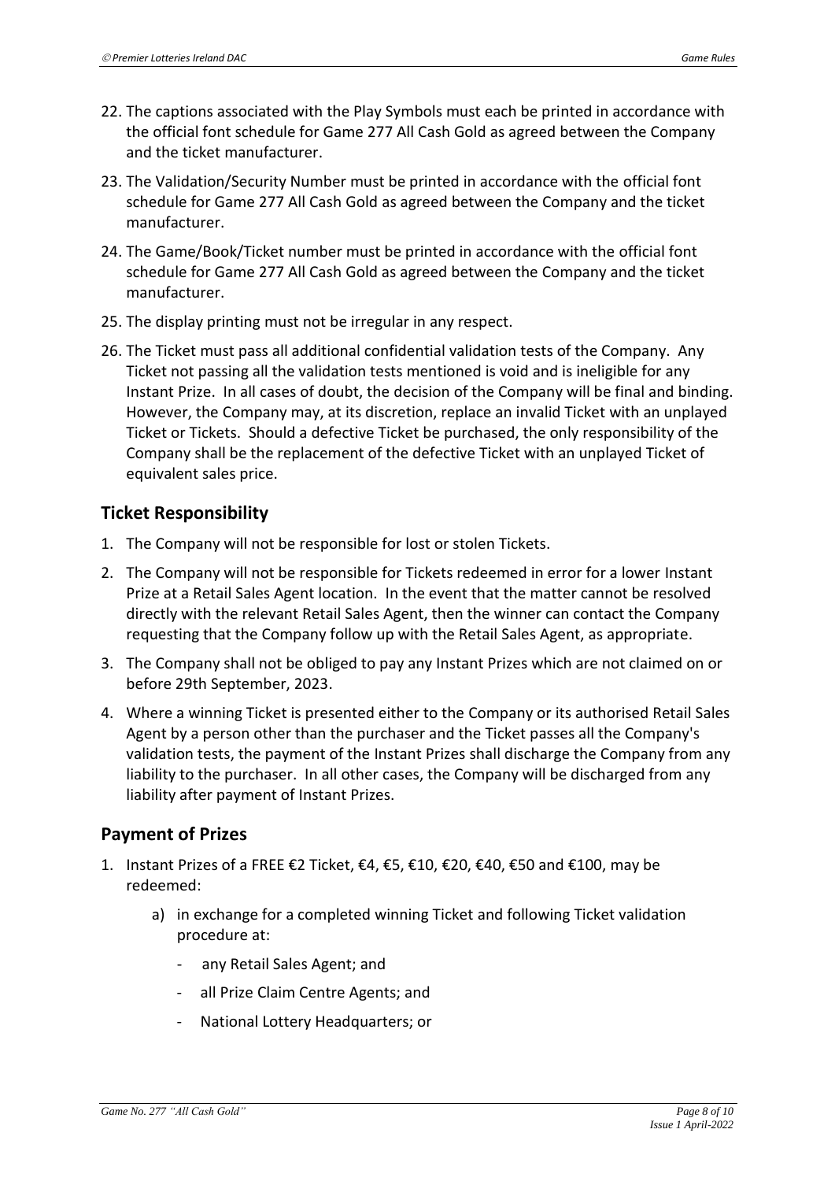22. The captions associated with the Play Symbols must each be printed in accordance with the official font schedule for Game 277 All Cash Gold as agreed between the Company and the ticket manufacturer.

23. The Validation/Security Number must be printed in accordance with the official font schedule for Game 277 All Cash Gold as agreed between the Company and the ticket manufacturer.

24. The Game/Book/Ticket number must be printed in accordance with the official font schedule for Game 277 All Cash Gold as agreed between the Company and the ticket manufacturer.

25. The display printing must not be irregular in any respect.

26. The Ticket must pass all additional confidential validation tests of the Company. Any Ticket not passing all the validation tests mentioned is void and is ineligible for any Instant Prize. In all cases of doubt, the decision of the Company will be final and binding. However, the Company may, at its discretion, replace an invalid Ticket with an unplayed Ticket or Tickets. Should a defective Ticket be purchased, the only responsibility of the Company shall be the replacement of the defective Ticket with an unplayed Ticket of equivalent sales price.

## Ticket Responsibility

1. The Company will not be responsible for lost or stolen Tickets.

2. The Company will not be responsible for Tickets redeemed in error for a lower Instant Prize at a Retail Sales Agent location. In the event that the matter cannot be resolved directly with the relevant Retail Sales Agent, then the winner can contact the Company requesting that the Company follow up with the Retail Sales Agent, as appropriate.

3. The Company shall not be obliged to pay any Instant Prizes which are not claimed on or before 29th September, 2023.

4. Where a winning Ticket is presented either to the Company or its authorised Retail Sales Agent by a person other than the purchaser and the Ticket passes all the Company's validation tests, the payment of the Instant Prizes shall discharge the Company from any liability to the purchaser. In all other cases, the Company will be discharged from any liability after payment of Instant Prizes.

## Payment of Prizes

1. Instant Prizes of a FREE €2 Ticket, €4, €5, €10, €20, €40, €50 and €100, may be redeemed:

   a) in exchange for a completed winning Ticket and following Ticket validation procedure at:

      - any Retail Sales Agent; and
      - all Prize Claim Centre Agents; and
      - National Lottery Headquarters; or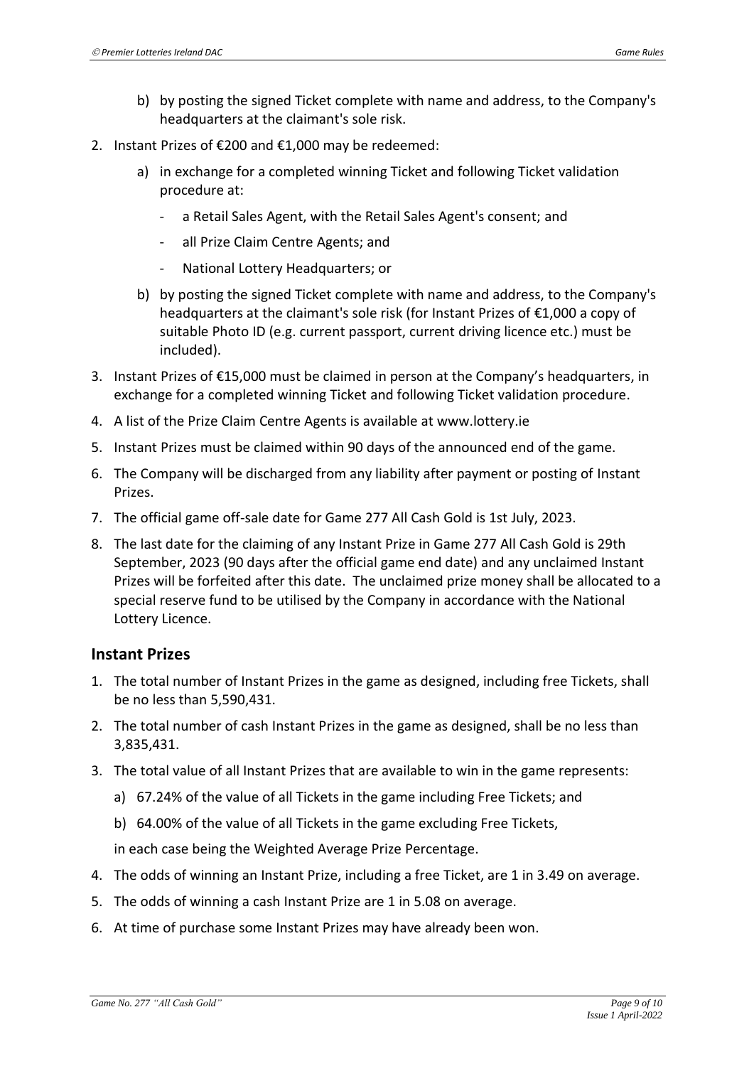b) by posting the signed Ticket complete with name and address, to the Company's headquarters at the claimant's sole risk.

2. Instant Prizes of €200 and €1,000 may be redeemed:

   a) in exchange for a completed winning Ticket and following Ticket validation procedure at:

      - a Retail Sales Agent, with the Retail Sales Agent's consent; and
      - all Prize Claim Centre Agents; and
      - National Lottery Headquarters; or

   b) by posting the signed Ticket complete with name and address, to the Company's headquarters at the claimant's sole risk (for Instant Prizes of €1,000 a copy of suitable Photo ID (e.g. current passport, current driving licence etc.) must be included).

3. Instant Prizes of €15,000 must be claimed in person at the Company's headquarters, in exchange for a completed winning Ticket and following Ticket validation procedure.

4. A list of the Prize Claim Centre Agents is available at www.lottery.ie

5. Instant Prizes must be claimed within 90 days of the announced end of the game.

6. The Company will be discharged from any liability after payment or posting of Instant Prizes.

7. The official game off-sale date for Game 277 All Cash Gold is 1st July, 2023.

8. The last date for the claiming of any Instant Prize in Game 277 All Cash Gold is 29th September, 2023 (90 days after the official game end date) and any unclaimed Instant Prizes will be forfeited after this date. The unclaimed prize money shall be allocated to a special reserve fund to be utilised by the Company in accordance with the National Lottery Licence.

## Instant Prizes

1. The total number of Instant Prizes in the game as designed, including free Tickets, shall be no less than 5,590,431.

2. The total number of cash Instant Prizes in the game as designed, shall be no less than 3,835,431.

3. The total value of all Instant Prizes that are available to win in the game represents:

   a) 67.24% of the value of all Tickets in the game including Free Tickets; and

   b) 64.00% of the value of all Tickets in the game excluding Free Tickets,

   in each case being the Weighted Average Prize Percentage.

4. The odds of winning an Instant Prize, including a free Ticket, are 1 in 3.49 on average.

5. The odds of winning a cash Instant Prize are 1 in 5.08 on average.

6. At time of purchase some Instant Prizes may have already been won.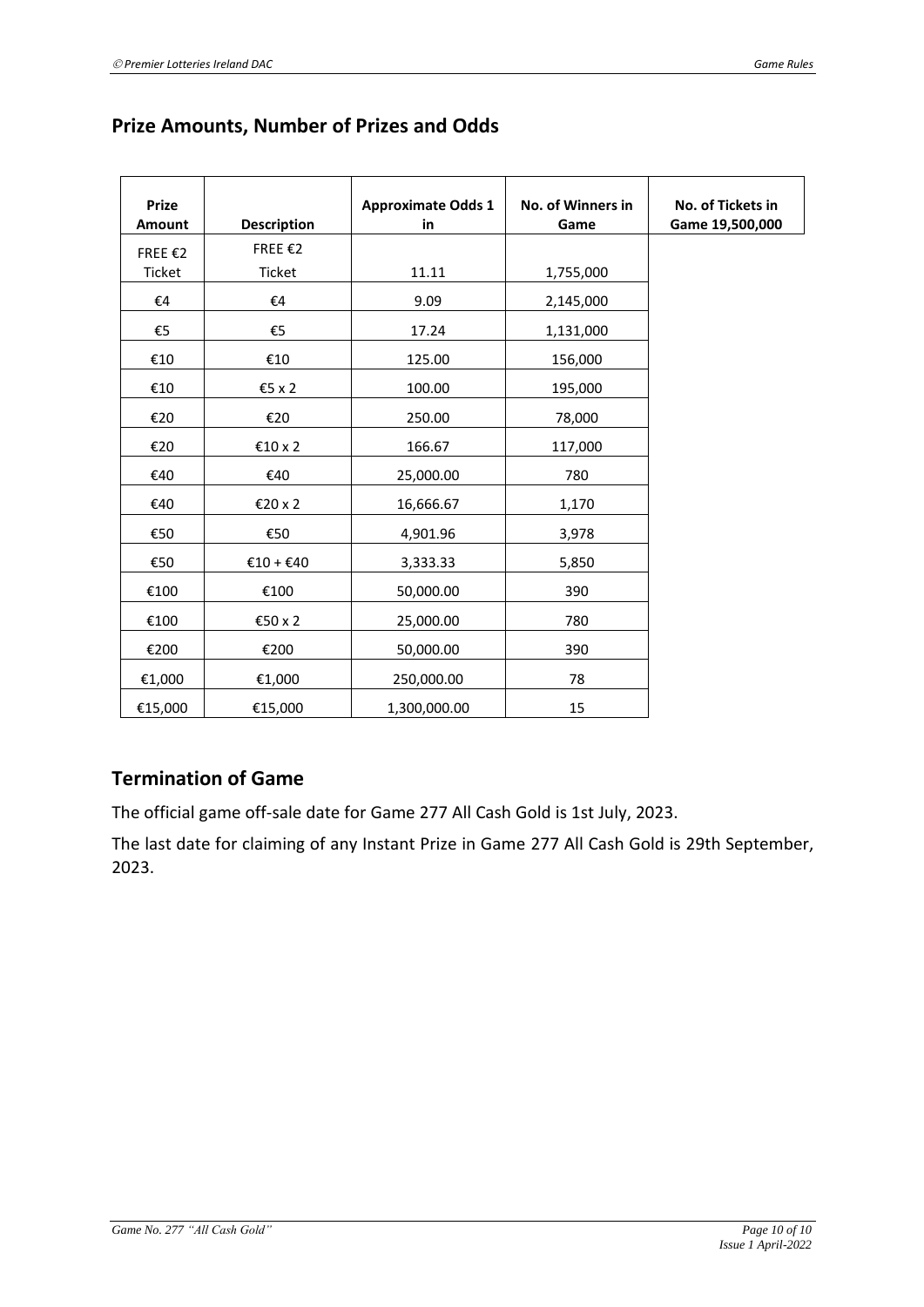## Prize Amounts, Number of Prizes and Odds

| Prize Amount | Description | Approximate Odds 1 in | No. of Winners in Game | No. of Tickets in Game 19,500,000 |
|---|---|---|---|---|
| FREE €2 Ticket | FREE €2 Ticket | 11.11 | 1,755,000 | |
| €4 | €4 | 9.09 | 2,145,000 | |
| €5 | €5 | 17.24 | 1,131,000 | |
| €10 | €10 | 125.00 | 156,000 | |
| €10 | €5 x 2 | 100.00 | 195,000 | |
| €20 | €20 | 250.00 | 78,000 | |
| €20 | €10 x 2 | 166.67 | 117,000 | |
| €40 | €40 | 25,000.00 | 780 | |
| €40 | €20 x 2 | 16,666.67 | 1,170 | |
| €50 | €50 | 4,901.96 | 3,978 | |
| €50 | €10 + €40 | 3,333.33 | 5,850 | |
| €100 | €100 | 50,000.00 | 390 | |
| €100 | €50 x 2 | 25,000.00 | 780 | |
| €200 | €200 | 50,000.00 | 390 | |
| €1,000 | €1,000 | 250,000.00 | 78 | |
| €15,000 | €15,000 | 1,300,000.00 | 15 | |

## Termination of Game

The official game off-sale date for Game 277 All Cash Gold is 1st July, 2023.

The last date for claiming of any Instant Prize in Game 277 All Cash Gold is 29th September, 2023.